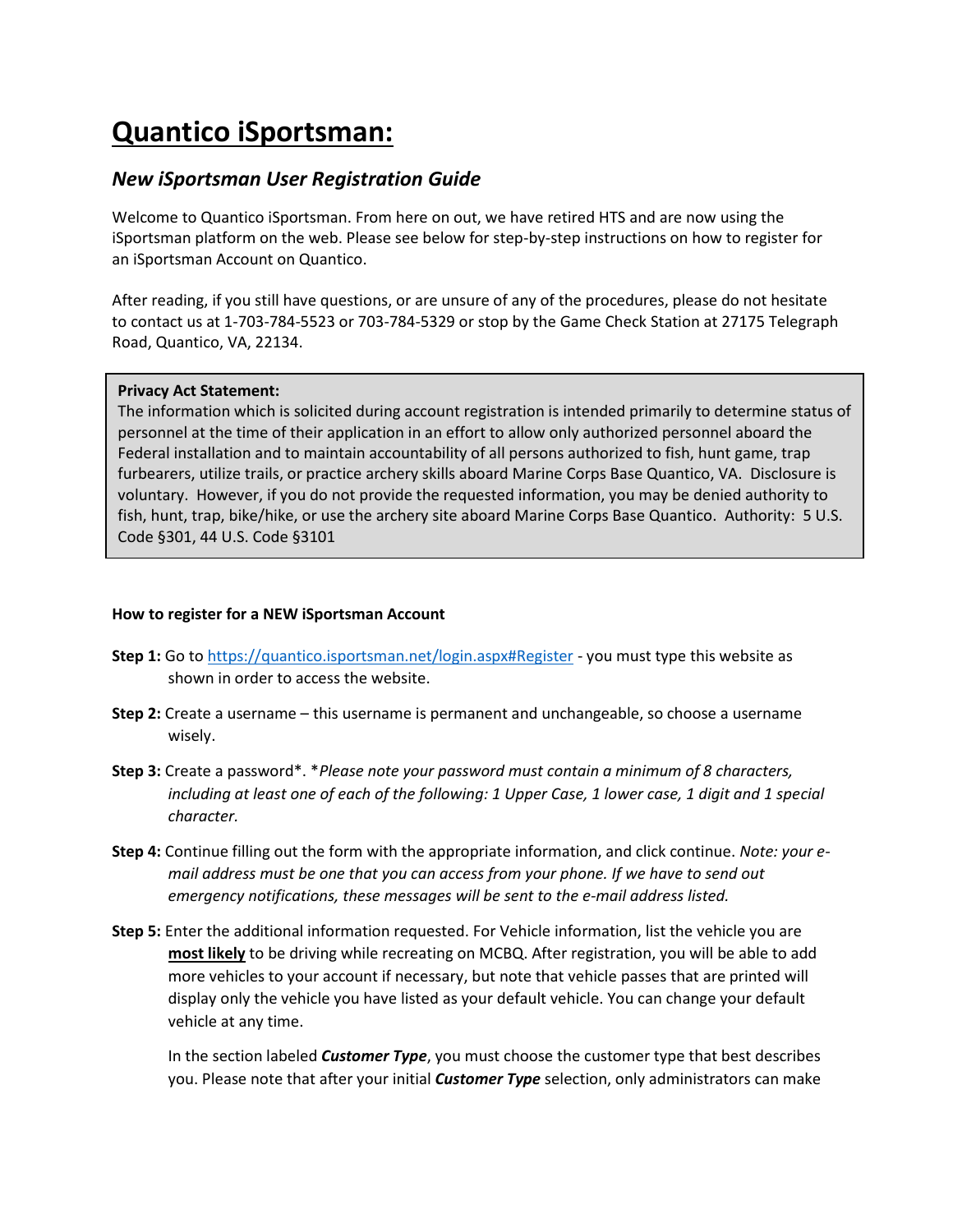# Quantico iSportsman:

## *New iSportsman User Registration Guide*

Welcome to Quantico iSportsman. From here on out, we have retired HTS and are now using the iSportsman platform on the web. Please see below for step-by-step instructions on how to register for an iSportsman Account on Quantico.

After reading, if you still have questions, or are unsure of any of the procedures, please do not hesitate to contact us at 1-703-784-5523 or 703-784-5329 or stop by the Game Check Station at 27175 Telegraph Road, Quantico, VA, 22134.

> **Privacy Act Statement:**
> The information which is solicited during account registration is intended primarily to determine status of personnel at the time of their application in an effort to allow only authorized personnel aboard the Federal installation and to maintain accountability of all persons authorized to fish, hunt game, trap furbearers, utilize trails, or practice archery skills aboard Marine Corps Base Quantico, VA. Disclosure is voluntary. However, if you do not provide the requested information, you may be denied authority to fish, hunt, trap, bike/hike, or use the archery site aboard Marine Corps Base Quantico. Authority: 5 U.S. Code §301, 44 U.S. Code §3101

**How to register for a NEW iSportsman Account**

**Step 1:** Go to [https://quantico.isportsman.net/login.aspx#Register](https://quantico.isportsman.net/login.aspx#Register) - you must type this website as shown in order to access the website.

**Step 2:** Create a username – this username is permanent and unchangeable, so choose a username wisely.

**Step 3:** Create a password*. **Please note your password must contain a minimum of 8 characters, including at least one of each of the following: 1 Upper Case, 1 lower case, 1 digit and 1 special character.*

**Step 4:** Continue filling out the form with the appropriate information, and click continue. *Note: your e-mail address must be one that you can access from your phone. If we have to send out emergency notifications, these messages will be sent to the e-mail address listed.*

**Step 5:** Enter the additional information requested. For Vehicle information, list the vehicle you are **<u>most likely</u>** to be driving while recreating on MCBQ. After registration, you will be able to add more vehicles to your account if necessary, but note that vehicle passes that are printed will display only the vehicle you have listed as your default vehicle. You can change your default vehicle at any time.

In the section labeled ***Customer Type***, you must choose the customer type that best describes you. Please note that after your initial ***Customer Type*** selection, only administrators can make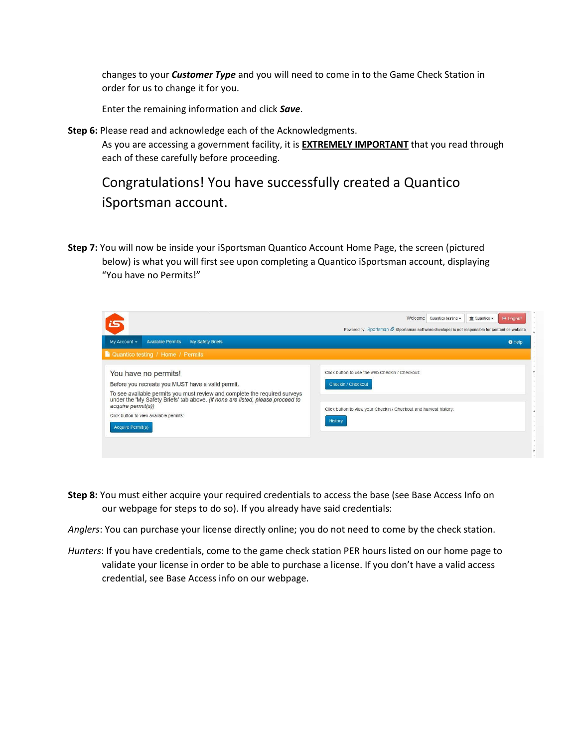changes to your ***Customer Type*** and you will need to come in to the Game Check Station in order for us to change it for you.

Enter the remaining information and click ***Save***.

**Step 6:** Please read and acknowledge each of the Acknowledgments.

As you are accessing a government facility, it is **<u>EXTREMELY IMPORTANT</u>** that you read through each of these carefully before proceeding.

## Congratulations! You have successfully created a Quantico iSportsman account.

**Step 7:** You will now be inside your iSportsman Quantico Account Home Page, the screen (pictured below) is what you will first see upon completing a Quantico iSportsman account, displaying "You have no Permits!"

**Step 8:** You must either acquire your required credentials to access the base (see Base Access Info on our webpage for steps to do so). If you already have said credentials:

*Anglers*: You can purchase your license directly online; you do not need to come by the check station.

*Hunters*: If you have credentials, come to the game check station PER hours listed on our home page to validate your license in order to be able to purchase a license. If you don't have a valid access credential, see Base Access info on our webpage.